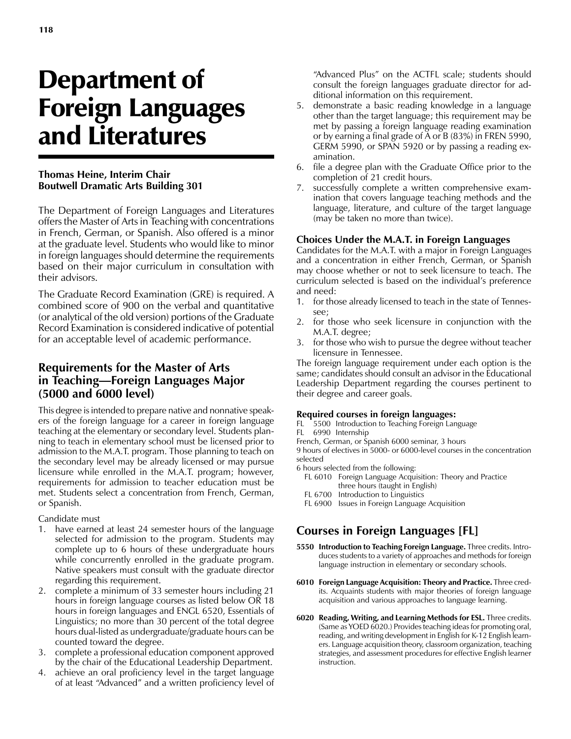# Department of Foreign Languages and Literatures

**Thomas Heine, Interim Chair**
**Boutwell Dramatic Arts Building 301**

The Department of Foreign Languages and Literatures offers the Master of Arts in Teaching with concentrations in French, German, or Spanish. Also offered is a minor at the graduate level. Students who would like to minor in foreign languages should determine the requirements based on their major curriculum in consultation with their advisors.

The Graduate Record Examination (GRE) is required. A combined score of 900 on the verbal and quantitative (or analytical of the old version) portions of the Graduate Record Examination is considered indicative of potential for an acceptable level of academic performance.

## Requirements for the Master of Arts in Teaching—Foreign Languages Major (5000 and 6000 level)

This degree is intended to prepare native and nonnative speakers of the foreign language for a career in foreign language teaching at the elementary or secondary level. Students planning to teach in elementary school must be licensed prior to admission to the M.A.T. program. Those planning to teach on the secondary level may be already licensed or may pursue licensure while enrolled in the M.A.T. program; however, requirements for admission to teacher education must be met. Students select a concentration from French, German, or Spanish.

Candidate must

1. have earned at least 24 semester hours of the language selected for admission to the program. Students may complete up to 6 hours of these undergraduate hours while concurrently enrolled in the graduate program. Native speakers must consult with the graduate director regarding this requirement.
2. complete a minimum of 33 semester hours including 21 hours in foreign language courses as listed below OR 18 hours in foreign languages and ENGL 6520, Essentials of Linguistics; no more than 30 percent of the total degree hours dual-listed as undergraduate/graduate hours can be counted toward the degree.
3. complete a professional education component approved by the chair of the Educational Leadership Department.
4. achieve an oral proficiency level in the target language of at least "Advanced" and a written proficiency level of "Advanced Plus" on the ACTFL scale; students should consult the foreign languages graduate director for additional information on this requirement.
5. demonstrate a basic reading knowledge in a language other than the target language; this requirement may be met by passing a foreign language reading examination or by earning a final grade of A or B (83%) in FREN 5990, GERM 5990, or SPAN 5920 or by passing a reading examination.
6. file a degree plan with the Graduate Office prior to the completion of 21 credit hours.
7. successfully complete a written comprehensive examination that covers language teaching methods and the language, literature, and culture of the target language (may be taken no more than twice).

### Choices Under the M.A.T. in Foreign Languages

Candidates for the M.A.T. with a major in Foreign Languages and a concentration in either French, German, or Spanish may choose whether or not to seek licensure to teach. The curriculum selected is based on the individual's preference and need:

1. for those already licensed to teach in the state of Tennessee;
2. for those who seek licensure in conjunction with the M.A.T. degree;
3. for those who wish to pursue the degree without teacher licensure in Tennessee.

The foreign language requirement under each option is the same; candidates should consult an advisor in the Educational Leadership Department regarding the courses pertinent to their degree and career goals.

#### Required courses in foreign languages:

FL 5500 Introduction to Teaching Foreign Language
FL 6990 Internship
French, German, or Spanish 6000 seminar, 3 hours
9 hours of electives in 5000- or 6000-level courses in the concentration selected
6 hours selected from the following:
- FL 6010 Foreign Language Acquisition: Theory and Practice three hours (taught in English)
- FL 6700 Introduction to Linguistics
- FL 6900 Issues in Foreign Language Acquisition

## Courses in Foreign Languages [FL]

**5550 Introduction to Teaching Foreign Language.** Three credits. Introduces students to a variety of approaches and methods for foreign language instruction in elementary or secondary schools.

**6010 Foreign Language Acquisition: Theory and Practice.** Three credits. Acquaints students with major theories of foreign language acquisition and various approaches to language learning.

**6020 Reading, Writing, and Learning Methods for ESL.** Three credits. (Same as YOED 6020.) Provides teaching ideas for promoting oral, reading, and writing development in English for K-12 English learners. Language acquisition theory, classroom organization, teaching strategies, and assessment procedures for effective English learner instruction.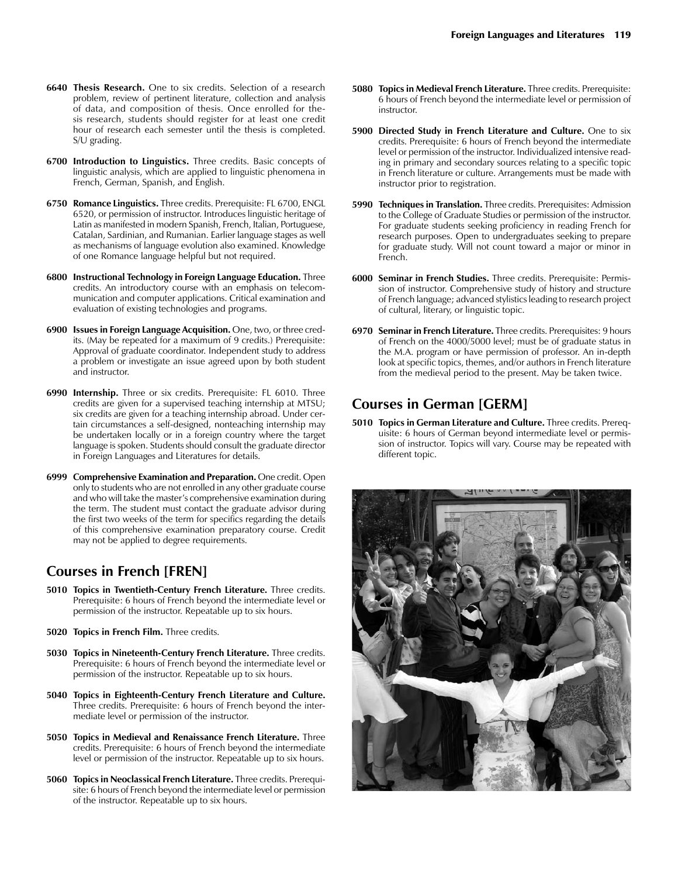**6640 Thesis Research.** One to six credits. Selection of a research problem, review of pertinent literature, collection and analysis of data, and composition of thesis. Once enrolled for thesis research, students should register for at least one credit hour of research each semester until the thesis is completed. S/U grading.

**6700 Introduction to Linguistics.** Three credits. Basic concepts of linguistic analysis, which are applied to linguistic phenomena in French, German, Spanish, and English.

**6750 Romance Linguistics.** Three credits. Prerequisite: FL 6700, ENGL 6520, or permission of instructor. Introduces linguistic heritage of Latin as manifested in modern Spanish, French, Italian, Portuguese, Catalan, Sardinian, and Rumanian. Earlier language stages as well as mechanisms of language evolution also examined. Knowledge of one Romance language helpful but not required.

**6800 Instructional Technology in Foreign Language Education.** Three credits. An introductory course with an emphasis on telecommunication and computer applications. Critical examination and evaluation of existing technologies and programs.

**6900 Issues in Foreign Language Acquisition.** One, two, or three credits. (May be repeated for a maximum of 9 credits.) Prerequisite: Approval of graduate coordinator. Independent study to address a problem or investigate an issue agreed upon by both student and instructor.

**6990 Internship.** Three or six credits. Prerequisite: FL 6010. Three credits are given for a supervised teaching internship at MTSU; six credits are given for a teaching internship abroad. Under certain circumstances a self-designed, nonteaching internship may be undertaken locally or in a foreign country where the target language is spoken. Students should consult the graduate director in Foreign Languages and Literatures for details.

**6999 Comprehensive Examination and Preparation.** One credit. Open only to students who are not enrolled in any other graduate course and who will take the master's comprehensive examination during the term. The student must contact the graduate advisor during the first two weeks of the term for specifics regarding the details of this comprehensive examination preparatory course. Credit may not be applied to degree requirements.

## Courses in French [FREN]

**5010 Topics in Twentieth-Century French Literature.** Three credits. Prerequisite: 6 hours of French beyond the intermediate level or permission of the instructor. Repeatable up to six hours.

**5020 Topics in French Film.** Three credits.

**5030 Topics in Nineteenth-Century French Literature.** Three credits. Prerequisite: 6 hours of French beyond the intermediate level or permission of the instructor. Repeatable up to six hours.

**5040 Topics in Eighteenth-Century French Literature and Culture.** Three credits. Prerequisite: 6 hours of French beyond the intermediate level or permission of the instructor.

**5050 Topics in Medieval and Renaissance French Literature.** Three credits. Prerequisite: 6 hours of French beyond the intermediate level or permission of the instructor. Repeatable up to six hours.

**5060 Topics in Neoclassical French Literature.** Three credits. Prerequisite: 6 hours of French beyond the intermediate level or permission of the instructor. Repeatable up to six hours.

**5080 Topics in Medieval French Literature.** Three credits. Prerequisite: 6 hours of French beyond the intermediate level or permission of instructor.

**5900 Directed Study in French Literature and Culture.** One to six credits. Prerequisite: 6 hours of French beyond the intermediate level or permission of the instructor. Individualized intensive reading in primary and secondary sources relating to a specific topic in French literature or culture. Arrangements must be made with instructor prior to registration.

**5990 Techniques in Translation.** Three credits. Prerequisites: Admission to the College of Graduate Studies or permission of the instructor. For graduate students seeking proficiency in reading French for research purposes. Open to undergraduates seeking to prepare for graduate study. Will not count toward a major or minor in French.

**6000 Seminar in French Studies.** Three credits. Prerequisite: Permission of instructor. Comprehensive study of history and structure of French language; advanced stylistics leading to research project of cultural, literary, or linguistic topic.

**6970 Seminar in French Literature.** Three credits. Prerequisites: 9 hours of French on the 4000/5000 level; must be of graduate status in the M.A. program or have permission of professor. An in-depth look at specific topics, themes, and/or authors in French literature from the medieval period to the present. May be taken twice.

## Courses in German [GERM]

**5010 Topics in German Literature and Culture.** Three credits. Prerequisite: 6 hours of German beyond intermediate level or permission of instructor. Topics will vary. Course may be repeated with different topic.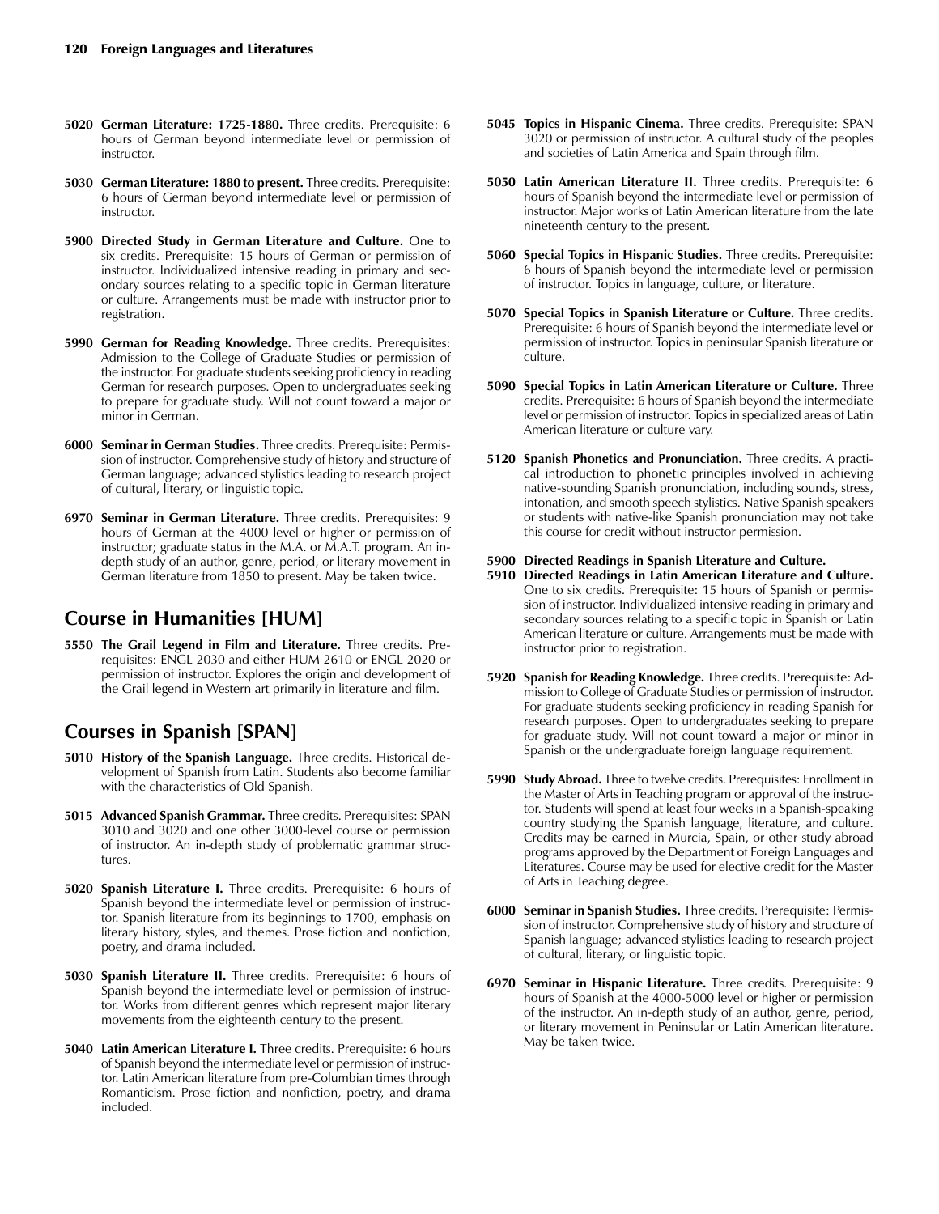**5020 German Literature: 1725-1880.** Three credits. Prerequisite: 6 hours of German beyond intermediate level or permission of instructor.

**5030 German Literature: 1880 to present.** Three credits. Prerequisite: 6 hours of German beyond intermediate level or permission of instructor.

**5900 Directed Study in German Literature and Culture.** One to six credits. Prerequisite: 15 hours of German or permission of instructor. Individualized intensive reading in primary and secondary sources relating to a specific topic in German literature or culture. Arrangements must be made with instructor prior to registration.

**5990 German for Reading Knowledge.** Three credits. Prerequisites: Admission to the College of Graduate Studies or permission of the instructor. For graduate students seeking proficiency in reading German for research purposes. Open to undergraduates seeking to prepare for graduate study. Will not count toward a major or minor in German.

**6000 Seminar in German Studies.** Three credits. Prerequisite: Permission of instructor. Comprehensive study of history and structure of German language; advanced stylistics leading to research project of cultural, literary, or linguistic topic.

**6970 Seminar in German Literature.** Three credits. Prerequisites: 9 hours of German at the 4000 level or higher or permission of instructor; graduate status in the M.A. or M.A.T. program. An in-depth study of an author, genre, period, or literary movement in German literature from 1850 to present. May be taken twice.

## Course in Humanities [HUM]

**5550 The Grail Legend in Film and Literature.** Three credits. Prerequisites: ENGL 2030 and either HUM 2610 or ENGL 2020 or permission of instructor. Explores the origin and development of the Grail legend in Western art primarily in literature and film.

## Courses in Spanish [SPAN]

**5010 History of the Spanish Language.** Three credits. Historical development of Spanish from Latin. Students also become familiar with the characteristics of Old Spanish.

**5015 Advanced Spanish Grammar.** Three credits. Prerequisites: SPAN 3010 and 3020 and one other 3000-level course or permission of instructor. An in-depth study of problematic grammar structures.

**5020 Spanish Literature I.** Three credits. Prerequisite: 6 hours of Spanish beyond the intermediate level or permission of instructor. Spanish literature from its beginnings to 1700, emphasis on literary history, styles, and themes. Prose fiction and nonfiction, poetry, and drama included.

**5030 Spanish Literature II.** Three credits. Prerequisite: 6 hours of Spanish beyond the intermediate level or permission of instructor. Works from different genres which represent major literary movements from the eighteenth century to the present.

**5040 Latin American Literature I.** Three credits. Prerequisite: 6 hours of Spanish beyond the intermediate level or permission of instructor. Latin American literature from pre-Columbian times through Romanticism. Prose fiction and nonfiction, poetry, and drama included.

**5045 Topics in Hispanic Cinema.** Three credits. Prerequisite: SPAN 3020 or permission of instructor. A cultural study of the peoples and societies of Latin America and Spain through film.

**5050 Latin American Literature II.** Three credits. Prerequisite: 6 hours of Spanish beyond the intermediate level or permission of instructor. Major works of Latin American literature from the late nineteenth century to the present.

**5060 Special Topics in Hispanic Studies.** Three credits. Prerequisite: 6 hours of Spanish beyond the intermediate level or permission of instructor. Topics in language, culture, or literature.

**5070 Special Topics in Spanish Literature or Culture.** Three credits. Prerequisite: 6 hours of Spanish beyond the intermediate level or permission of instructor. Topics in peninsular Spanish literature or culture.

**5090 Special Topics in Latin American Literature or Culture.** Three credits. Prerequisite: 6 hours of Spanish beyond the intermediate level or permission of instructor. Topics in specialized areas of Latin American literature or culture vary.

**5120 Spanish Phonetics and Pronunciation.** Three credits. A practical introduction to phonetic principles involved in achieving native-sounding Spanish pronunciation, including sounds, stress, intonation, and smooth speech stylistics. Native Spanish speakers or students with native-like Spanish pronunciation may not take this course for credit without instructor permission.

**5900 Directed Readings in Spanish Literature and Culture.**
**5910 Directed Readings in Latin American Literature and Culture.** One to six credits. Prerequisite: 15 hours of Spanish or permission of instructor. Individualized intensive reading in primary and secondary sources relating to a specific topic in Spanish or Latin American literature or culture. Arrangements must be made with instructor prior to registration.

**5920 Spanish for Reading Knowledge.** Three credits. Prerequisite: Admission to College of Graduate Studies or permission of instructor. For graduate students seeking proficiency in reading Spanish for research purposes. Open to undergraduates seeking to prepare for graduate study. Will not count toward a major or minor in Spanish or the undergraduate foreign language requirement.

**5990 Study Abroad.** Three to twelve credits. Prerequisites: Enrollment in the Master of Arts in Teaching program or approval of the instructor. Students will spend at least four weeks in a Spanish-speaking country studying the Spanish language, literature, and culture. Credits may be earned in Murcia, Spain, or other study abroad programs approved by the Department of Foreign Languages and Literatures. Course may be used for elective credit for the Master of Arts in Teaching degree.

**6000 Seminar in Spanish Studies.** Three credits. Prerequisite: Permission of instructor. Comprehensive study of history and structure of Spanish language; advanced stylistics leading to research project of cultural, literary, or linguistic topic.

**6970 Seminar in Hispanic Literature.** Three credits. Prerequisite: 9 hours of Spanish at the 4000-5000 level or higher or permission of the instructor. An in-depth study of an author, genre, period, or literary movement in Peninsular or Latin American literature. May be taken twice.